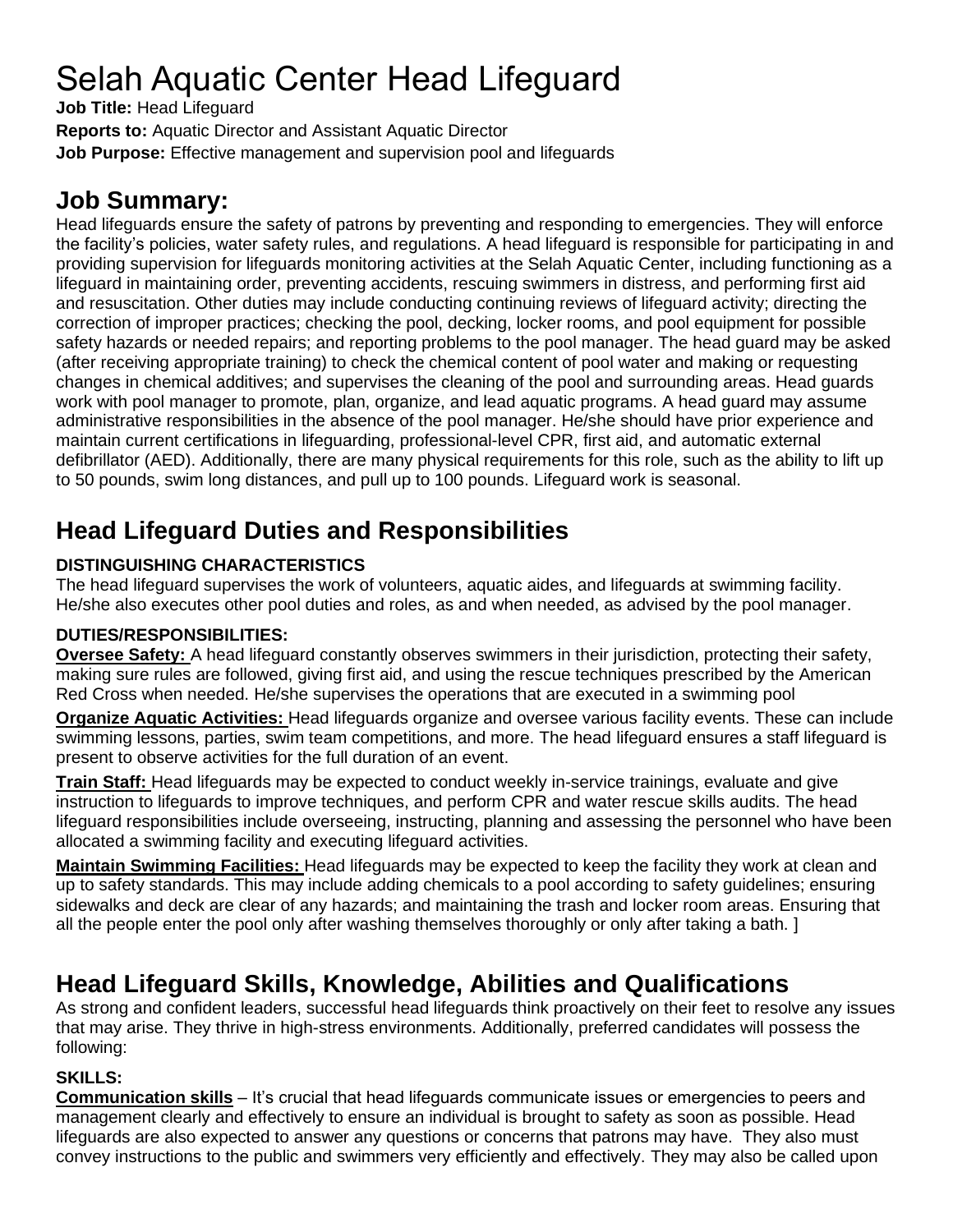# Selah Aquatic Center Head Lifeguard

**Job Title:** Head Lifeguard
**Reports to:** Aquatic Director and Assistant Aquatic Director
**Job Purpose:** Effective management and supervision pool and lifeguards

## Job Summary:

Head lifeguards ensure the safety of patrons by preventing and responding to emergencies. They will enforce the facility's policies, water safety rules, and regulations. A head lifeguard is responsible for participating in and providing supervision for lifeguards monitoring activities at the Selah Aquatic Center, including functioning as a lifeguard in maintaining order, preventing accidents, rescuing swimmers in distress, and performing first aid and resuscitation. Other duties may include conducting continuing reviews of lifeguard activity; directing the correction of improper practices; checking the pool, decking, locker rooms, and pool equipment for possible safety hazards or needed repairs; and reporting problems to the pool manager. The head guard may be asked (after receiving appropriate training) to check the chemical content of pool water and making or requesting changes in chemical additives; and supervises the cleaning of the pool and surrounding areas. Head guards work with pool manager to promote, plan, organize, and lead aquatic programs. A head guard may assume administrative responsibilities in the absence of the pool manager. He/she should have prior experience and maintain current certifications in lifeguarding, professional-level CPR, first aid, and automatic external defibrillator (AED). Additionally, there are many physical requirements for this role, such as the ability to lift up to 50 pounds, swim long distances, and pull up to 100 pounds. Lifeguard work is seasonal.

## Head Lifeguard Duties and Responsibilities

**DISTINGUISHING CHARACTERISTICS**

The head lifeguard supervises the work of volunteers, aquatic aides, and lifeguards at swimming facility. He/she also executes other pool duties and roles, as and when needed, as advised by the pool manager.

**DUTIES/RESPONSIBILITIES:**

**Oversee Safety:** A head lifeguard constantly observes swimmers in their jurisdiction, protecting their safety, making sure rules are followed, giving first aid, and using the rescue techniques prescribed by the American Red Cross when needed. He/she supervises the operations that are executed in a swimming pool

**Organize Aquatic Activities:** Head lifeguards organize and oversee various facility events. These can include swimming lessons, parties, swim team competitions, and more. The head lifeguard ensures a staff lifeguard is present to observe activities for the full duration of an event.

**Train Staff:** Head lifeguards may be expected to conduct weekly in-service trainings, evaluate and give instruction to lifeguards to improve techniques, and perform CPR and water rescue skills audits. The head lifeguard responsibilities include overseeing, instructing, planning and assessing the personnel who have been allocated a swimming facility and executing lifeguard activities.

**Maintain Swimming Facilities:** Head lifeguards may be expected to keep the facility they work at clean and up to safety standards. This may include adding chemicals to a pool according to safety guidelines; ensuring sidewalks and deck are clear of any hazards; and maintaining the trash and locker room areas. Ensuring that all the people enter the pool only after washing themselves thoroughly or only after taking a bath. ]

## Head Lifeguard Skills, Knowledge, Abilities and Qualifications

As strong and confident leaders, successful head lifeguards think proactively on their feet to resolve any issues that may arise. They thrive in high-stress environments. Additionally, preferred candidates will possess the following:

**SKILLS:**

**Communication skills** – It's crucial that head lifeguards communicate issues or emergencies to peers and management clearly and effectively to ensure an individual is brought to safety as soon as possible. Head lifeguards are also expected to answer any questions or concerns that patrons may have. They also must convey instructions to the public and swimmers very efficiently and effectively. They may also be called upon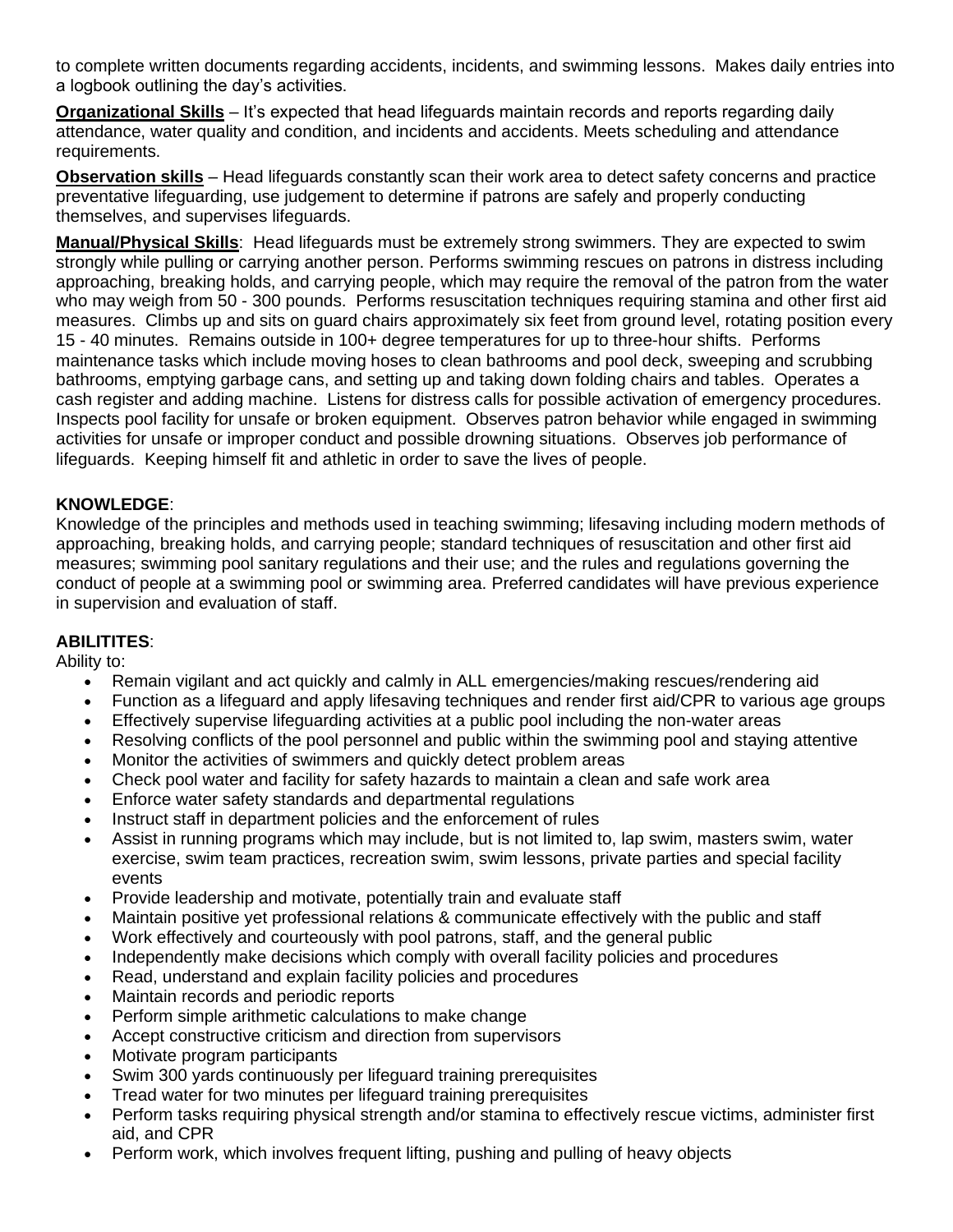to complete written documents regarding accidents, incidents, and swimming lessons. Makes daily entries into a logbook outlining the day's activities.

**Organizational Skills** – It's expected that head lifeguards maintain records and reports regarding daily attendance, water quality and condition, and incidents and accidents. Meets scheduling and attendance requirements.

**Observation skills** – Head lifeguards constantly scan their work area to detect safety concerns and practice preventative lifeguarding, use judgement to determine if patrons are safely and properly conducting themselves, and supervises lifeguards.

**Manual/Physical Skills**: Head lifeguards must be extremely strong swimmers. They are expected to swim strongly while pulling or carrying another person. Performs swimming rescues on patrons in distress including approaching, breaking holds, and carrying people, which may require the removal of the patron from the water who may weigh from 50 - 300 pounds. Performs resuscitation techniques requiring stamina and other first aid measures. Climbs up and sits on guard chairs approximately six feet from ground level, rotating position every 15 - 40 minutes. Remains outside in 100+ degree temperatures for up to three-hour shifts. Performs maintenance tasks which include moving hoses to clean bathrooms and pool deck, sweeping and scrubbing bathrooms, emptying garbage cans, and setting up and taking down folding chairs and tables. Operates a cash register and adding machine. Listens for distress calls for possible activation of emergency procedures. Inspects pool facility for unsafe or broken equipment. Observes patron behavior while engaged in swimming activities for unsafe or improper conduct and possible drowning situations. Observes job performance of lifeguards. Keeping himself fit and athletic in order to save the lives of people.

**KNOWLEDGE**:

Knowledge of the principles and methods used in teaching swimming; lifesaving including modern methods of approaching, breaking holds, and carrying people; standard techniques of resuscitation and other first aid measures; swimming pool sanitary regulations and their use; and the rules and regulations governing the conduct of people at a swimming pool or swimming area. Preferred candidates will have previous experience in supervision and evaluation of staff.

**ABILITITES**:

Ability to:

- Remain vigilant and act quickly and calmly in ALL emergencies/making rescues/rendering aid
- Function as a lifeguard and apply lifesaving techniques and render first aid/CPR to various age groups
- Effectively supervise lifeguarding activities at a public pool including the non-water areas
- Resolving conflicts of the pool personnel and public within the swimming pool and staying attentive
- Monitor the activities of swimmers and quickly detect problem areas
- Check pool water and facility for safety hazards to maintain a clean and safe work area
- Enforce water safety standards and departmental regulations
- Instruct staff in department policies and the enforcement of rules
- Assist in running programs which may include, but is not limited to, lap swim, masters swim, water exercise, swim team practices, recreation swim, swim lessons, private parties and special facility events
- Provide leadership and motivate, potentially train and evaluate staff
- Maintain positive yet professional relations & communicate effectively with the public and staff
- Work effectively and courteously with pool patrons, staff, and the general public
- Independently make decisions which comply with overall facility policies and procedures
- Read, understand and explain facility policies and procedures
- Maintain records and periodic reports
- Perform simple arithmetic calculations to make change
- Accept constructive criticism and direction from supervisors
- Motivate program participants
- Swim 300 yards continuously per lifeguard training prerequisites
- Tread water for two minutes per lifeguard training prerequisites
- Perform tasks requiring physical strength and/or stamina to effectively rescue victims, administer first aid, and CPR
- Perform work, which involves frequent lifting, pushing and pulling of heavy objects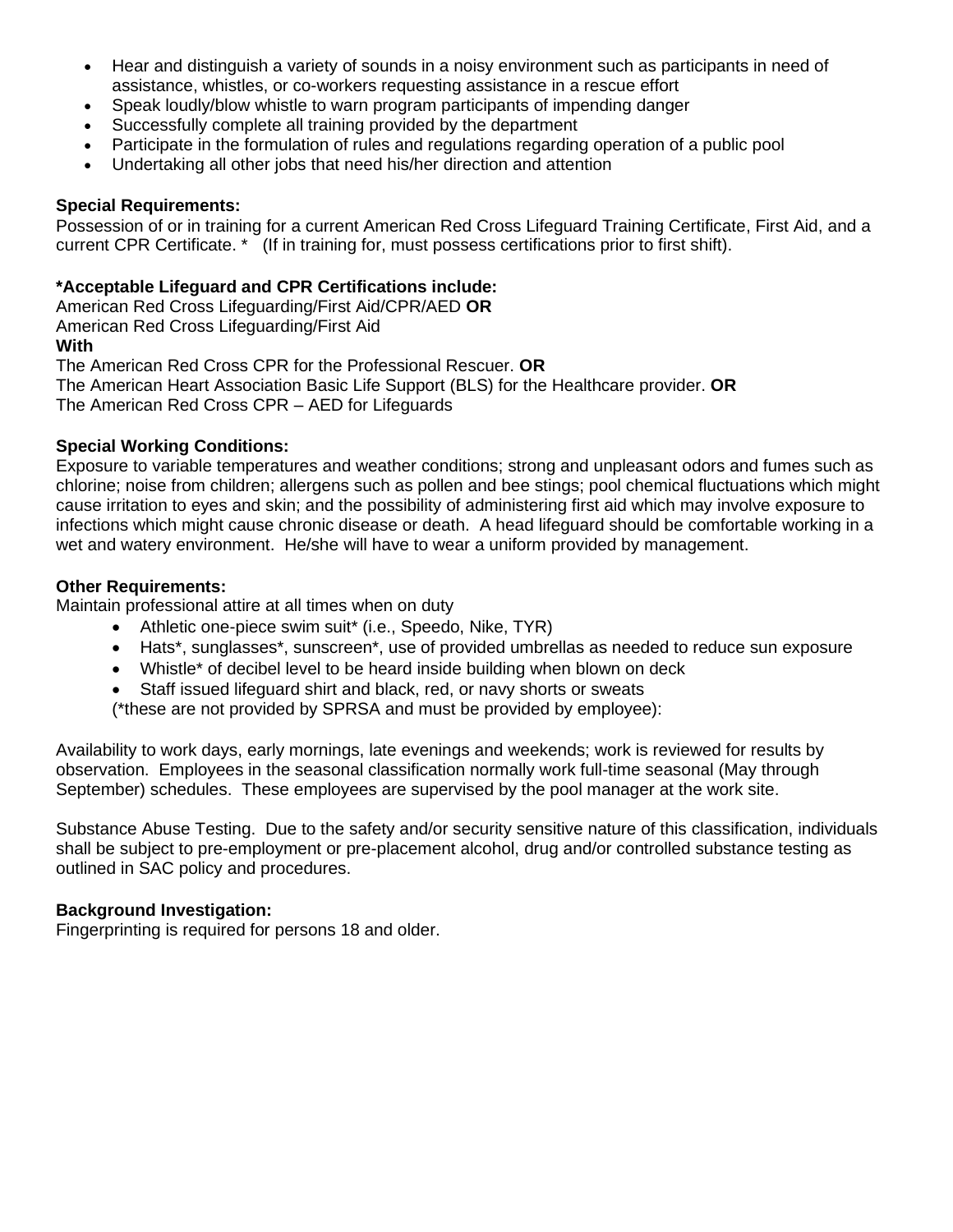- Hear and distinguish a variety of sounds in a noisy environment such as participants in need of assistance, whistles, or co-workers requesting assistance in a rescue effort
- Speak loudly/blow whistle to warn program participants of impending danger
- Successfully complete all training provided by the department
- Participate in the formulation of rules and regulations regarding operation of a public pool
- Undertaking all other jobs that need his/her direction and attention

**Special Requirements:**
Possession of or in training for a current American Red Cross Lifeguard Training Certificate, First Aid, and a current CPR Certificate. * (If in training for, must possess certifications prior to first shift).

**\*Acceptable Lifeguard and CPR Certifications include:**
American Red Cross Lifeguarding/First Aid/CPR/AED **OR**
American Red Cross Lifeguarding/First Aid
**With**
The American Red Cross CPR for the Professional Rescuer. **OR**
The American Heart Association Basic Life Support (BLS) for the Healthcare provider. **OR**
The American Red Cross CPR – AED for Lifeguards

**Special Working Conditions:**
Exposure to variable temperatures and weather conditions; strong and unpleasant odors and fumes such as chlorine; noise from children; allergens such as pollen and bee stings; pool chemical fluctuations which might cause irritation to eyes and skin; and the possibility of administering first aid which may involve exposure to infections which might cause chronic disease or death. A head lifeguard should be comfortable working in a wet and watery environment. He/she will have to wear a uniform provided by management.

**Other Requirements:**
Maintain professional attire at all times when on duty

- Athletic one-piece swim suit* (i.e., Speedo, Nike, TYR)
- Hats*, sunglasses*, sunscreen*, use of provided umbrellas as needed to reduce sun exposure
- Whistle* of decibel level to be heard inside building when blown on deck
- Staff issued lifeguard shirt and black, red, or navy shorts or sweats

(*these are not provided by SPRSA and must be provided by employee):

Availability to work days, early mornings, late evenings and weekends; work is reviewed for results by observation. Employees in the seasonal classification normally work full-time seasonal (May through September) schedules. These employees are supervised by the pool manager at the work site.

Substance Abuse Testing. Due to the safety and/or security sensitive nature of this classification, individuals shall be subject to pre-employment or pre-placement alcohol, drug and/or controlled substance testing as outlined in SAC policy and procedures.

**Background Investigation:**
Fingerprinting is required for persons 18 and older.